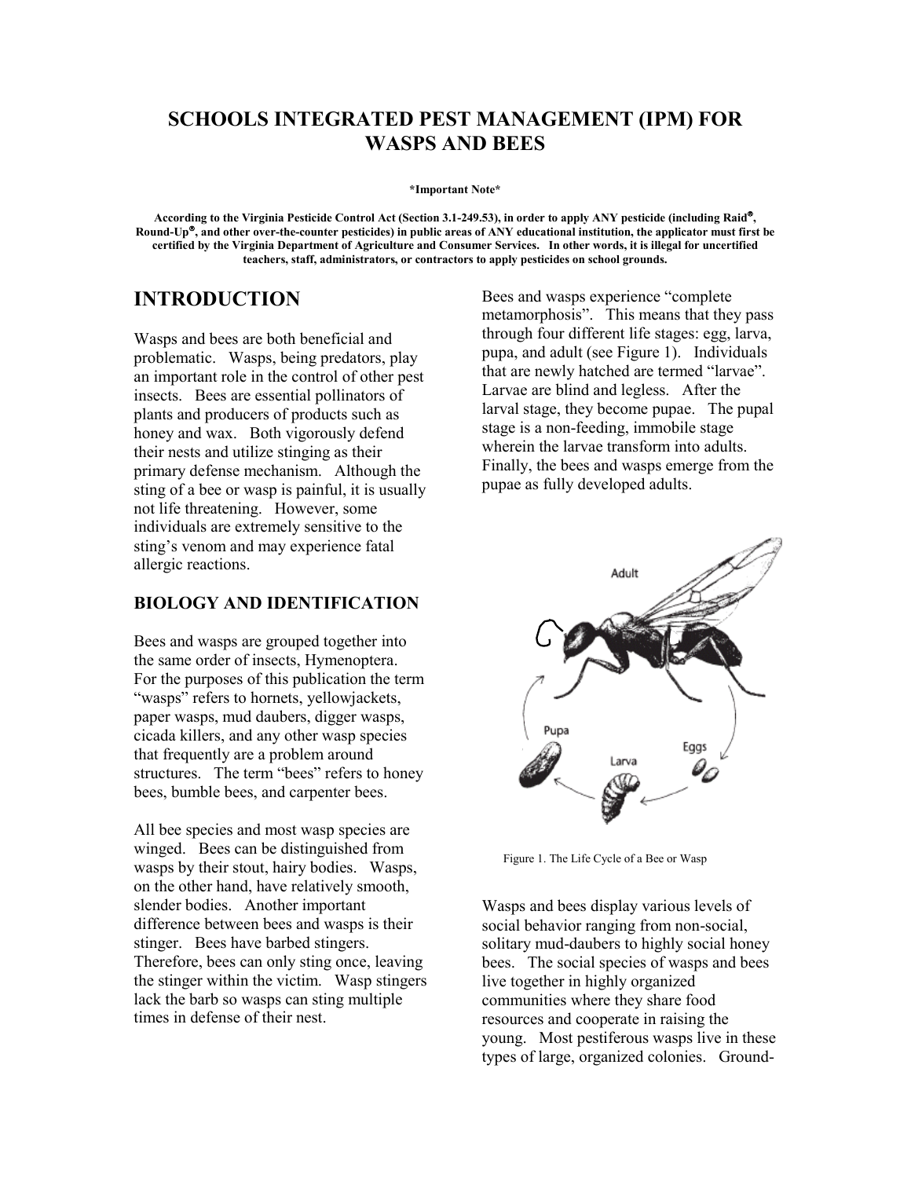# SCHOOLS INTEGRATED PEST MANAGEMENT (IPM) FOR WASPS AND BEES

**\*Important Note\***

**According to the Virginia Pesticide Control Act (Section 3.1-249.53), in order to apply ANY pesticide (including Raid®, Round-Up®, and other over-the-counter pesticides) in public areas of ANY educational institution, the applicator must first be certified by the Virginia Department of Agriculture and Consumer Services. In other words, it is illegal for uncertified teachers, staff, administrators, or contractors to apply pesticides on school grounds.**

## INTRODUCTION

Wasps and bees are both beneficial and problematic. Wasps, being predators, play an important role in the control of other pest insects. Bees are essential pollinators of plants and producers of products such as honey and wax. Both vigorously defend their nests and utilize stinging as their primary defense mechanism. Although the sting of a bee or wasp is painful, it is usually not life threatening. However, some individuals are extremely sensitive to the sting's venom and may experience fatal allergic reactions.

### BIOLOGY AND IDENTIFICATION

Bees and wasps are grouped together into the same order of insects, Hymenoptera. For the purposes of this publication the term "wasps" refers to hornets, yellowjackets, paper wasps, mud daubers, digger wasps, cicada killers, and any other wasp species that frequently are a problem around structures. The term "bees" refers to honey bees, bumble bees, and carpenter bees.

All bee species and most wasp species are winged. Bees can be distinguished from wasps by their stout, hairy bodies. Wasps, on the other hand, have relatively smooth, slender bodies. Another important difference between bees and wasps is their stinger. Bees have barbed stingers. Therefore, bees can only sting once, leaving the stinger within the victim. Wasp stingers lack the barb so wasps can sting multiple times in defense of their nest.

Bees and wasps experience "complete metamorphosis". This means that they pass through four different life stages: egg, larva, pupa, and adult (see Figure 1). Individuals that are newly hatched are termed "larvae". Larvae are blind and legless. After the larval stage, they become pupae. The pupal stage is a non-feeding, immobile stage wherein the larvae transform into adults. Finally, the bees and wasps emerge from the pupae as fully developed adults.

Figure 1. The Life Cycle of a Bee or Wasp

Wasps and bees display various levels of social behavior ranging from non-social, solitary mud-daubers to highly social honey bees. The social species of wasps and bees live together in highly organized communities where they share food resources and cooperate in raising the young. Most pestiferous wasps live in these types of large, organized colonies. Ground-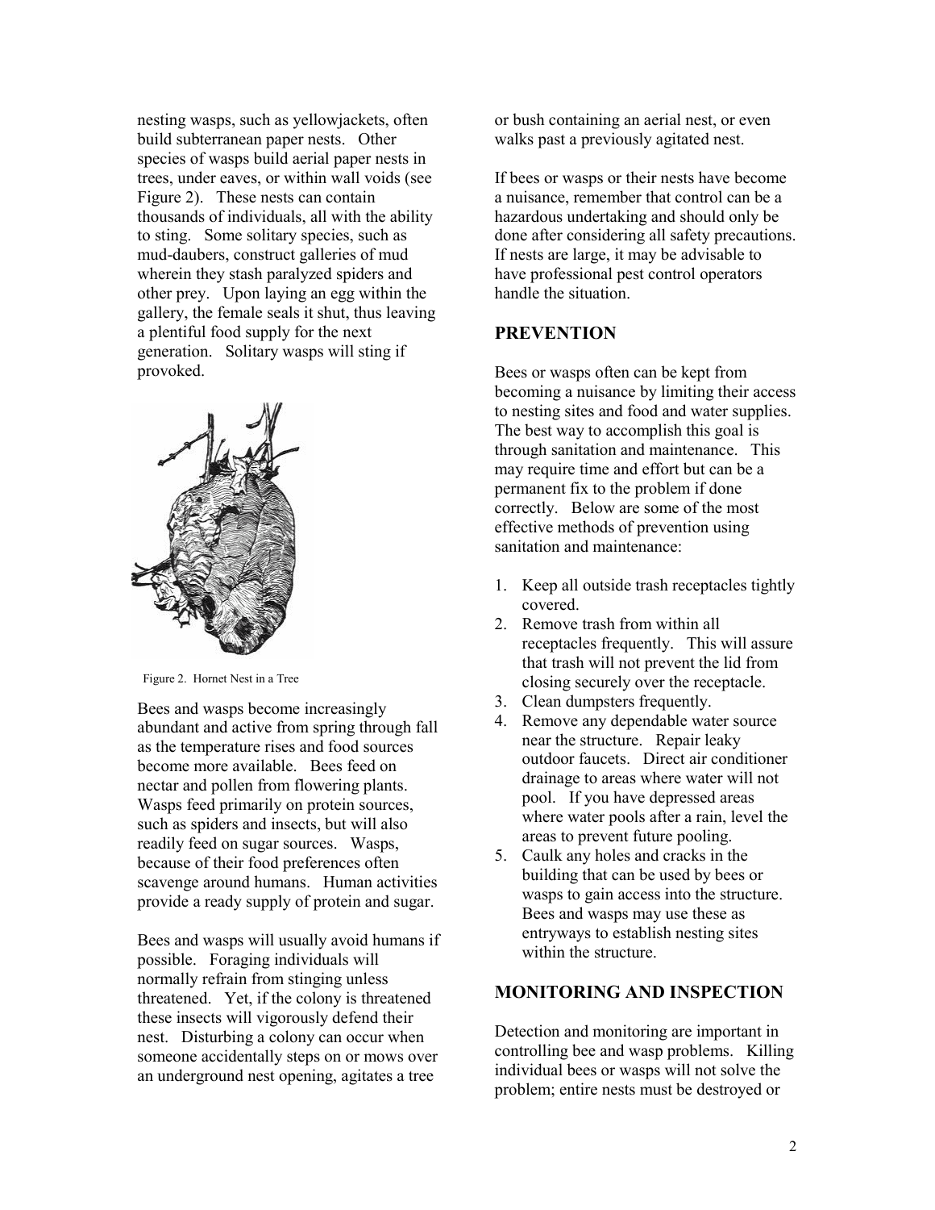nesting wasps, such as yellowjackets, often build subterranean paper nests. Other species of wasps build aerial paper nests in trees, under eaves, or within wall voids (see Figure 2). These nests can contain thousands of individuals, all with the ability to sting. Some solitary species, such as mud-daubers, construct galleries of mud wherein they stash paralyzed spiders and other prey. Upon laying an egg within the gallery, the female seals it shut, thus leaving a plentiful food supply for the next generation. Solitary wasps will sting if provoked.

Figure 2. Hornet Nest in a Tree

Bees and wasps become increasingly abundant and active from spring through fall as the temperature rises and food sources become more available. Bees feed on nectar and pollen from flowering plants. Wasps feed primarily on protein sources, such as spiders and insects, but will also readily feed on sugar sources. Wasps, because of their food preferences often scavenge around humans. Human activities provide a ready supply of protein and sugar.

Bees and wasps will usually avoid humans if possible. Foraging individuals will normally refrain from stinging unless threatened. Yet, if the colony is threatened these insects will vigorously defend their nest. Disturbing a colony can occur when someone accidentally steps on or mows over an underground nest opening, agitates a tree or bush containing an aerial nest, or even walks past a previously agitated nest.

If bees or wasps or their nests have become a nuisance, remember that control can be a hazardous undertaking and should only be done after considering all safety precautions. If nests are large, it may be advisable to have professional pest control operators handle the situation.

## PREVENTION

Bees or wasps often can be kept from becoming a nuisance by limiting their access to nesting sites and food and water supplies. The best way to accomplish this goal is through sanitation and maintenance. This may require time and effort but can be a permanent fix to the problem if done correctly. Below are some of the most effective methods of prevention using sanitation and maintenance:

1. Keep all outside trash receptacles tightly covered.
2. Remove trash from within all receptacles frequently. This will assure that trash will not prevent the lid from closing securely over the receptacle.
3. Clean dumpsters frequently.
4. Remove any dependable water source near the structure. Repair leaky outdoor faucets. Direct air conditioner drainage to areas where water will not pool. If you have depressed areas where water pools after a rain, level the areas to prevent future pooling.
5. Caulk any holes and cracks in the building that can be used by bees or wasps to gain access into the structure. Bees and wasps may use these as entryways to establish nesting sites within the structure.

## MONITORING AND INSPECTION

Detection and monitoring are important in controlling bee and wasp problems. Killing individual bees or wasps will not solve the problem; entire nests must be destroyed or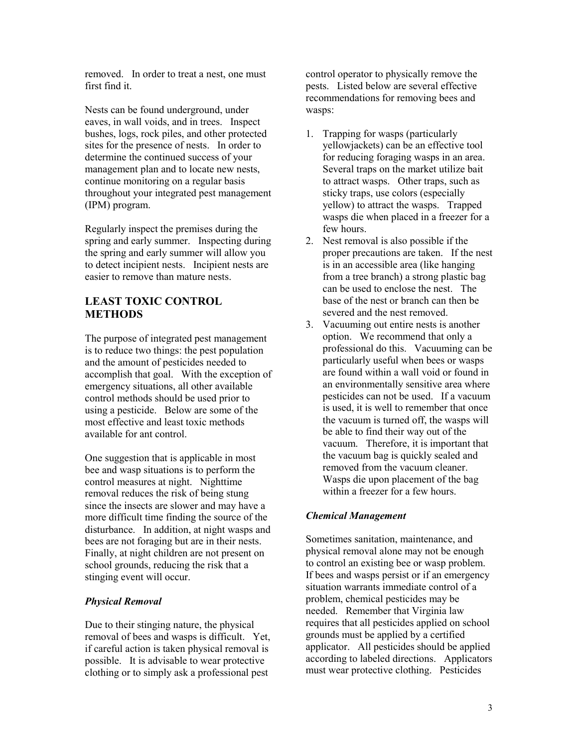removed. In order to treat a nest, one must first find it.

Nests can be found underground, under eaves, in wall voids, and in trees. Inspect bushes, logs, rock piles, and other protected sites for the presence of nests. In order to determine the continued success of your management plan and to locate new nests, continue monitoring on a regular basis throughout your integrated pest management (IPM) program.

Regularly inspect the premises during the spring and early summer. Inspecting during the spring and early summer will allow you to detect incipient nests. Incipient nests are easier to remove than mature nests.

## LEAST TOXIC CONTROL METHODS

The purpose of integrated pest management is to reduce two things: the pest population and the amount of pesticides needed to accomplish that goal. With the exception of emergency situations, all other available control methods should be used prior to using a pesticide. Below are some of the most effective and least toxic methods available for ant control.

One suggestion that is applicable in most bee and wasp situations is to perform the control measures at night. Nighttime removal reduces the risk of being stung since the insects are slower and may have a more difficult time finding the source of the disturbance. In addition, at night wasps and bees are not foraging but are in their nests. Finally, at night children are not present on school grounds, reducing the risk that a stinging event will occur.

### *Physical Removal*

Due to their stinging nature, the physical removal of bees and wasps is difficult. Yet, if careful action is taken physical removal is possible. It is advisable to wear protective clothing or to simply ask a professional pest control operator to physically remove the pests. Listed below are several effective recommendations for removing bees and wasps:

1. Trapping for wasps (particularly yellowjackets) can be an effective tool for reducing foraging wasps in an area. Several traps on the market utilize bait to attract wasps. Other traps, such as sticky traps, use colors (especially yellow) to attract the wasps. Trapped wasps die when placed in a freezer for a few hours.
2. Nest removal is also possible if the proper precautions are taken. If the nest is in an accessible area (like hanging from a tree branch) a strong plastic bag can be used to enclose the nest. The base of the nest or branch can then be severed and the nest removed.
3. Vacuuming out entire nests is another option. We recommend that only a professional do this. Vacuuming can be particularly useful when bees or wasps are found within a wall void or found in an environmentally sensitive area where pesticides can not be used. If a vacuum is used, it is well to remember that once the vacuum is turned off, the wasps will be able to find their way out of the vacuum. Therefore, it is important that the vacuum bag is quickly sealed and removed from the vacuum cleaner. Wasps die upon placement of the bag within a freezer for a few hours.

### *Chemical Management*

Sometimes sanitation, maintenance, and physical removal alone may not be enough to control an existing bee or wasp problem. If bees and wasps persist or if an emergency situation warrants immediate control of a problem, chemical pesticides may be needed. Remember that Virginia law requires that all pesticides applied on school grounds must be applied by a certified applicator. All pesticides should be applied according to labeled directions. Applicators must wear protective clothing. Pesticides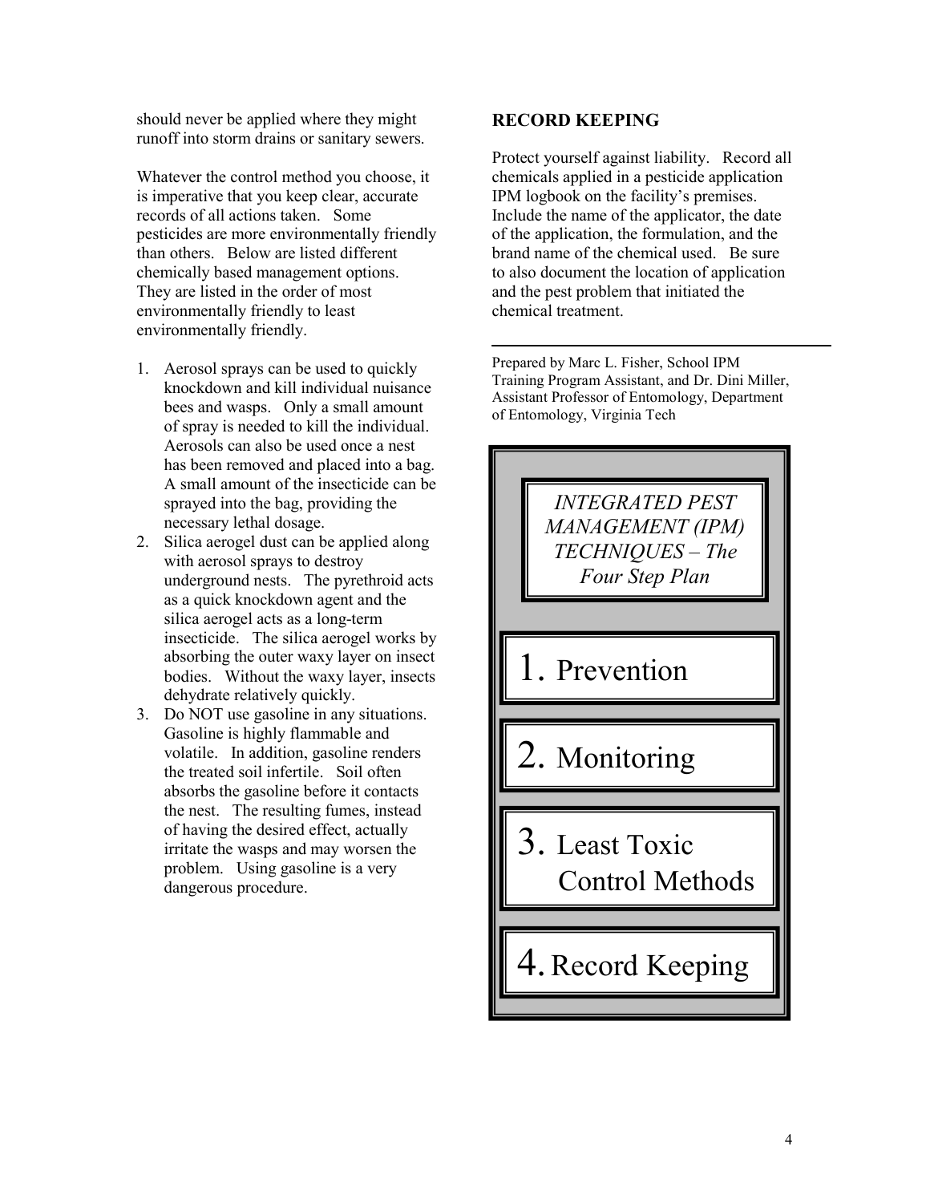should never be applied where they might runoff into storm drains or sanitary sewers.

Whatever the control method you choose, it is imperative that you keep clear, accurate records of all actions taken. Some pesticides are more environmentally friendly than others. Below are listed different chemically based management options. They are listed in the order of most environmentally friendly to least environmentally friendly.

1. Aerosol sprays can be used to quickly knockdown and kill individual nuisance bees and wasps. Only a small amount of spray is needed to kill the individual. Aerosols can also be used once a nest has been removed and placed into a bag. A small amount of the insecticide can be sprayed into the bag, providing the necessary lethal dosage.
2. Silica aerogel dust can be applied along with aerosol sprays to destroy underground nests. The pyrethroid acts as a quick knockdown agent and the silica aerogel acts as a long-term insecticide. The silica aerogel works by absorbing the outer waxy layer on insect bodies. Without the waxy layer, insects dehydrate relatively quickly.
3. Do NOT use gasoline in any situations. Gasoline is highly flammable and volatile. In addition, gasoline renders the treated soil infertile. Soil often absorbs the gasoline before it contacts the nest. The resulting fumes, instead of having the desired effect, actually irritate the wasps and may worsen the problem. Using gasoline is a very dangerous procedure.

## RECORD KEEPING

Protect yourself against liability. Record all chemicals applied in a pesticide application IPM logbook on the facility's premises. Include the name of the applicator, the date of the application, the formulation, and the brand name of the chemical used. Be sure to also document the location of application and the pest problem that initiated the chemical treatment.

---

Prepared by Marc L. Fisher, School IPM Training Program Assistant, and Dr. Dini Miller, Assistant Professor of Entomology, Department of Entomology, Virginia Tech

*INTEGRATED PEST MANAGEMENT (IPM) TECHNIQUES – The Four Step Plan*

1. Prevention
2. Monitoring
3. Least Toxic Control Methods
4. Record Keeping